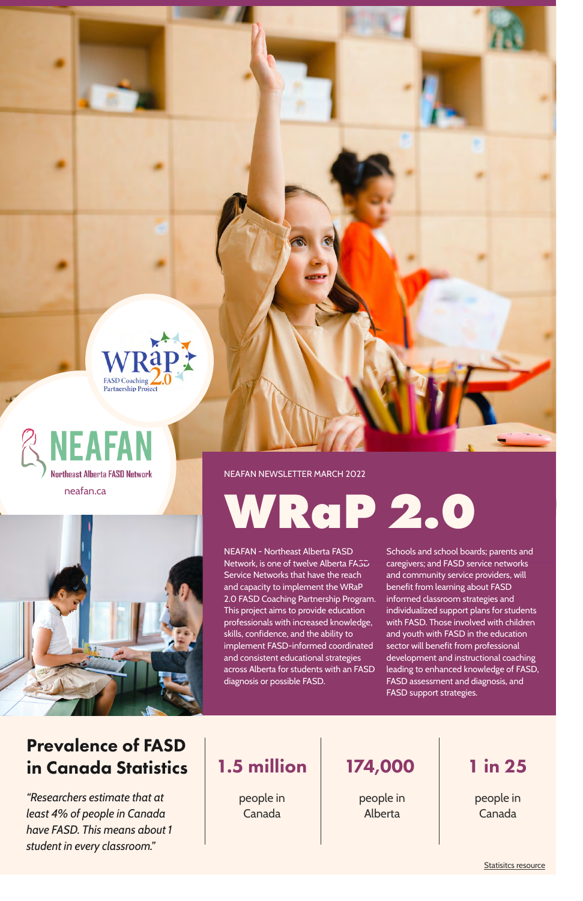WRaP 2.0 FASD Coaching Partnership Project

NEAFAN Northeast Alberta FASD Network

neafan.ca

NEAFAN NEWSLETTER MARCH 2022

# WRaP 2.0

NEAFAN - Northeast Alberta FASD Network, is one of twelve Alberta FASD Service Networks that have the reach and capacity to implement the WRaP 2.0 FASD Coaching Partnership Program. This project aims to provide education professionals with increased knowledge, skills, confidence, and the ability to implement FASD-informed coordinated and consistent educational strategies across Alberta for students with an FASD diagnosis or possible FASD.

Schools and school boards; parents and caregivers; and FASD service networks and community service providers, will benefit from learning about FASD informed classroom strategies and individualized support plans for students with FASD. Those involved with children and youth with FASD in the education sector will benefit from professional development and instructional coaching leading to enhanced knowledge of FASD, FASD assessment and diagnosis, and FASD support strategies.

## Prevalence of FASD in Canada Statistics

*"Researchers estimate that at least 4% of people in Canada have FASD. This means about 1 student in every classroom."*

**1.5 million**

people in Canada

**174,000**

people in Alberta

**1 in 25**

people in Canada

Statisitcs resource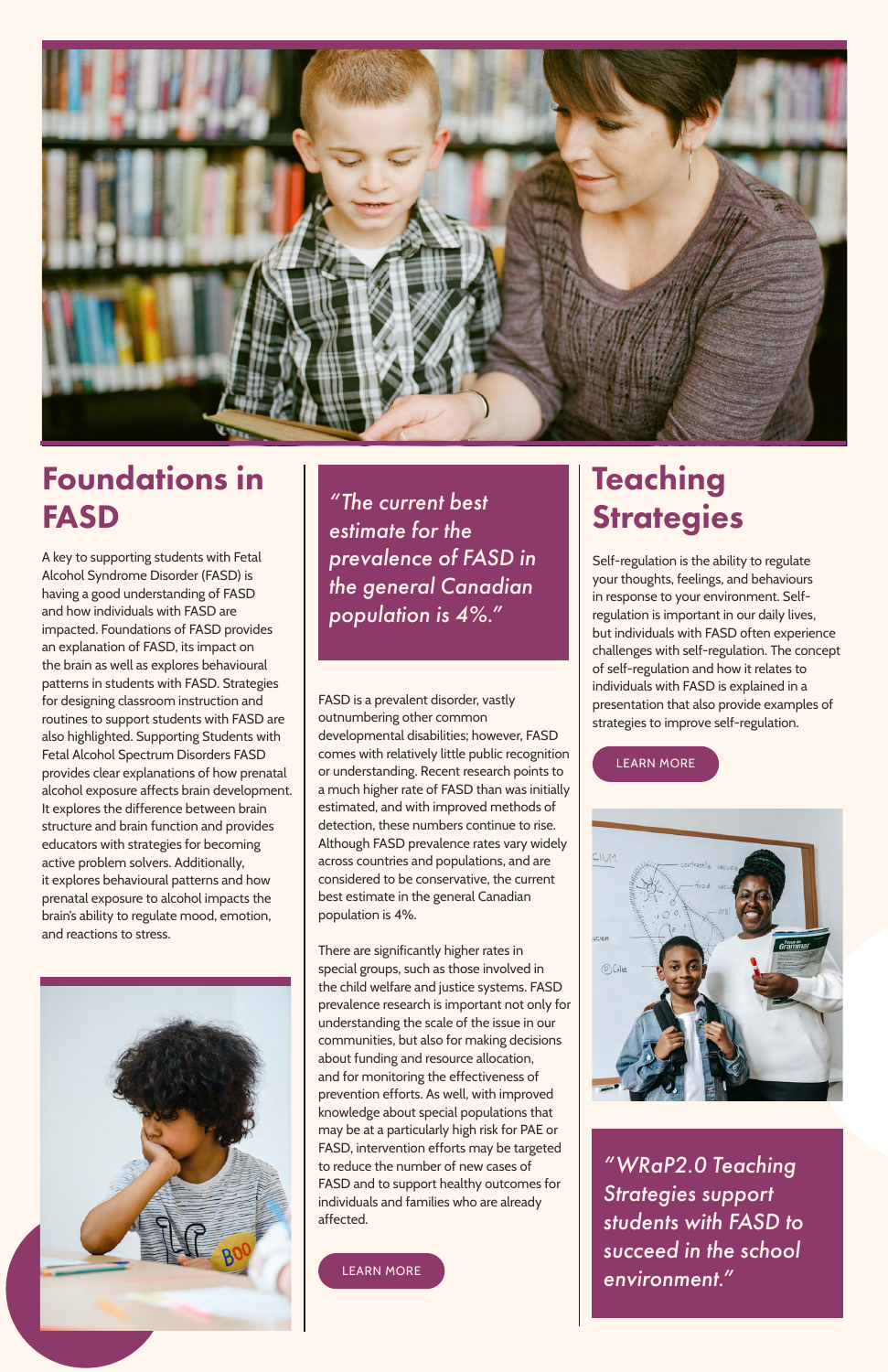## Foundations in FASD

A key to supporting students with Fetal Alcohol Syndrome Disorder (FASD) is having a good understanding of FASD and how individuals with FASD are impacted. Foundations of FASD provides an explanation of FASD, its impact on the brain as well as explores behavioural patterns in students with FASD. Strategies for designing classroom instruction and routines to support students with FASD are also highlighted. Supporting Students with Fetal Alcohol Spectrum Disorders FASD provides clear explanations of how prenatal alcohol exposure affects brain development. It explores the difference between brain structure and brain function and provides educators with strategies for becoming active problem solvers. Additionally, it explores behavioural patterns and how prenatal exposure to alcohol impacts the brain's ability to regulate mood, emotion, and reactions to stress.

*"The current best estimate for the prevalence of FASD in the general Canadian population is 4%."*

FASD is a prevalent disorder, vastly outnumbering other common developmental disabilities; however, FASD comes with relatively little public recognition or understanding. Recent research points to a much higher rate of FASD than was initially estimated, and with improved methods of detection, these numbers continue to rise. Although FASD prevalence rates vary widely across countries and populations, and are considered to be conservative, the current best estimate in the general Canadian population is 4%.

There are significantly higher rates in special groups, such as those involved in the child welfare and justice systems. FASD prevalence research is important not only for understanding the scale of the issue in our communities, but also for making decisions about funding and resource allocation, and for monitoring the effectiveness of prevention efforts. As well, with improved knowledge about special populations that may be at a particularly high risk for PAE or FASD, intervention efforts may be targeted to reduce the number of new cases of FASD and to support healthy outcomes for individuals and families who are already affected.

LEARN MORE

## Teaching Strategies

Self-regulation is the ability to regulate your thoughts, feelings, and behaviours in response to your environment. Self-regulation is important in our daily lives, but individuals with FASD often experience challenges with self-regulation. The concept of self-regulation and how it relates to individuals with FASD is explained in a presentation that also provide examples of strategies to improve self-regulation.

LEARN MORE

*"WRaP2.0 Teaching Strategies support students with FASD to succeed in the school environment."*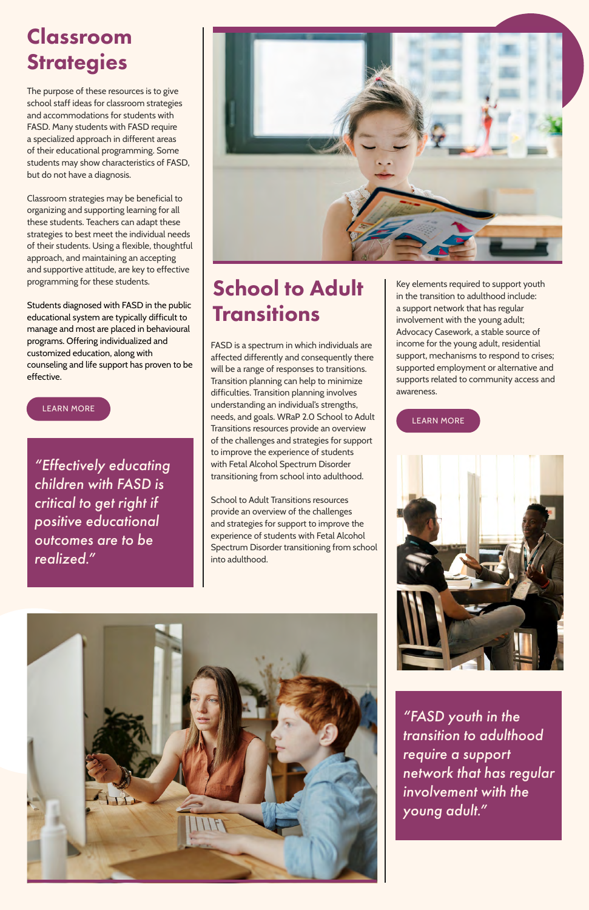# Classroom Strategies

The purpose of these resources is to give school staff ideas for classroom strategies and accommodations for students with FASD. Many students with FASD require a specialized approach in different areas of their educational programming. Some students may show characteristics of FASD, but do not have a diagnosis.

Classroom strategies may be beneficial to organizing and supporting learning for all these students. Teachers can adapt these strategies to best meet the individual needs of their students. Using a flexible, thoughtful approach, and maintaining an accepting and supportive attitude, are key to effective programming for these students.

Students diagnosed with FASD in the public educational system are typically difficult to manage and most are placed in behavioural programs. Offering individualized and customized education, along with counseling and life support has proven to be effective.

LEARN MORE

> *"Effectively educating children with FASD is critical to get right if positive educational outcomes are to be realized."*

# School to Adult Transitions

FASD is a spectrum in which individuals are affected differently and consequently there will be a range of responses to transitions. Transition planning can help to minimize difficulties. Transition planning involves understanding an individual's strengths, needs, and goals. WRaP 2.0 School to Adult Transitions resources provide an overview of the challenges and strategies for support to improve the experience of students with Fetal Alcohol Spectrum Disorder transitioning from school into adulthood.

School to Adult Transitions resources provide an overview of the challenges and strategies for support to improve the experience of students with Fetal Alcohol Spectrum Disorder transitioning from school into adulthood.

Key elements required to support youth in the transition to adulthood include: a support network that has regular involvement with the young adult; Advocacy Casework, a stable source of income for the young adult, residential support, mechanisms to respond to crises; supported employment or alternative and supports related to community access and awareness.

LEARN MORE

> *"FASD youth in the transition to adulthood require a support network that has regular involvement with the young adult."*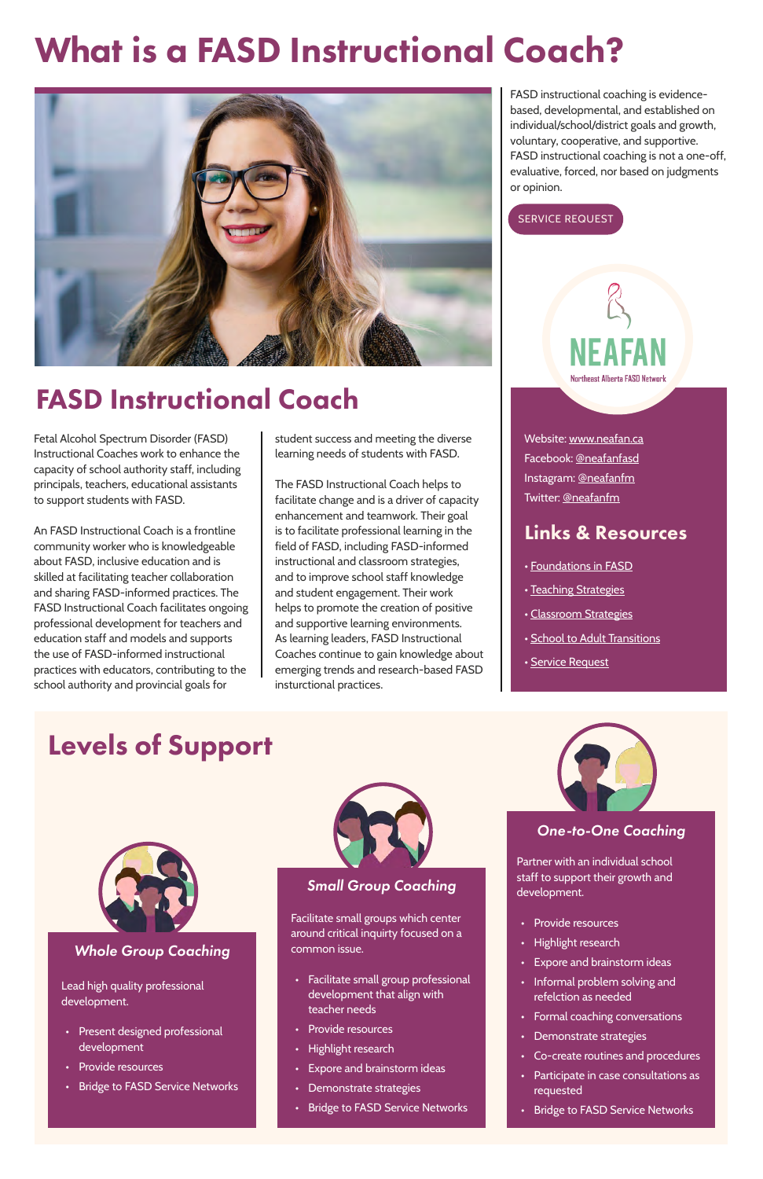# What is a FASD Instructional Coach?

## FASD Instructional Coach

Fetal Alcohol Spectrum Disorder (FASD) Instructional Coaches work to enhance the capacity of school authority staff, including principals, teachers, educational assistants to support students with FASD.

An FASD Instructional Coach is a frontline community worker who is knowledgeable about FASD, inclusive education and is skilled at facilitating teacher collaboration and sharing FASD-informed practices. The FASD Instructional Coach facilitates ongoing professional development for teachers and education staff and models and supports the use of FASD-informed instructional practices with educators, contributing to the school authority and provincial goals for student success and meeting the diverse learning needs of students with FASD.

The FASD Instructional Coach helps to facilitate change and is a driver of capacity enhancement and teamwork. Their goal is to facilitate professional learning in the field of FASD, including FASD-informed instructional and classroom strategies, and to improve school staff knowledge and student engagement. Their work helps to promote the creation of positive and supportive learning environments. As learning leaders, FASD Instructional Coaches continue to gain knowledge about emerging trends and research-based FASD insturctional practices.

FASD instructional coaching is evidence-based, developmental, and established on individual/school/district goals and growth, voluntary, cooperative, and supportive. FASD instructional coaching is not a one-off, evaluative, forced, nor based on judgments or opinion.

SERVICE REQUEST

NEAFAN
Northeast Alberta FASD Network

Website: www.neafan.ca
Facebook: @neafanfasd
Instagram: @neafanfm
Twitter: @neafanfm

## Links & Resources

- Foundations in FASD
- Teaching Strategies
- Classroom Strategies
- School to Adult Transitions
- Service Request

## Levels of Support

### *Whole Group Coaching*

Lead high quality professional development.

- Present designed professional development
- Provide resources
- Bridge to FASD Service Networks

### *Small Group Coaching*

Facilitate small groups which center around critical inquirty focused on a common issue.

- Facilitate small group professional development that align with teacher needs
- Provide resources
- Highlight research
- Expore and brainstorm ideas
- Demonstrate strategies
- Bridge to FASD Service Networks

### *One-to-One Coaching*

Partner with an individual school staff to support their growth and development.

- Provide resources
- Highlight research
- Expore and brainstorm ideas
- Informal problem solving and refelction as needed
- Formal coaching conversations
- Demonstrate strategies
- Co-create routines and procedures
- Participate in case consultations as requested
- Bridge to FASD Service Networks